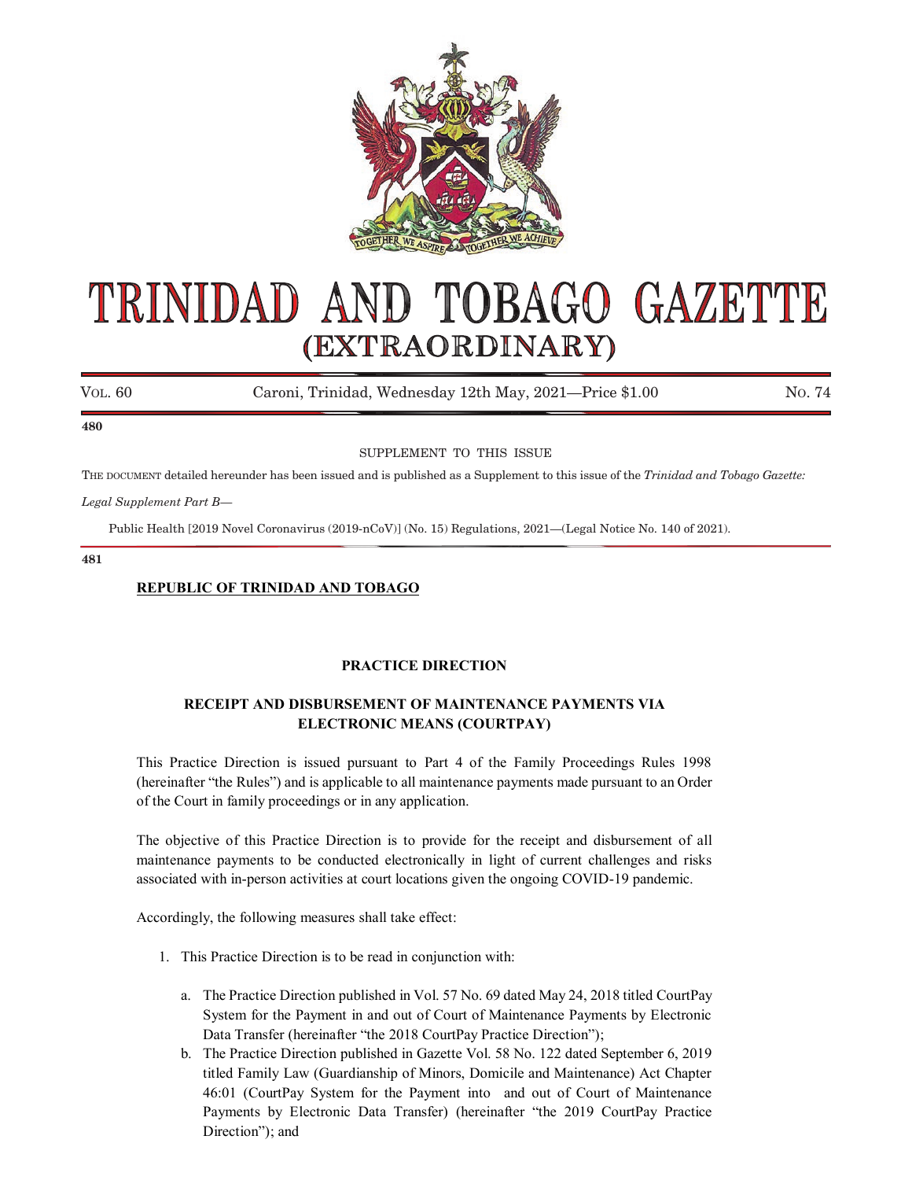# TRINIDAD AND TOBAGO GAZETTE

## (EXTRAORDINARY)

Vol. 60 — Caroni, Trinidad, Wednesday 12th May, 2021—Price $1.00 — No. 74

**480**

SUPPLEMENT TO THIS ISSUE

THE DOCUMENT detailed hereunder has been issued and is published as a Supplement to this issue of the *Trinidad and Tobago Gazette:*

*Legal Supplement Part B—*

Public Health [2019 Novel Coronavirus (2019-nCoV)] (No. 15) Regulations, 2021—(Legal Notice No. 140 of 2021).

**481**

**REPUBLIC OF TRINIDAD AND TOBAGO**

**PRACTICE DIRECTION**

**RECEIPT AND DISBURSEMENT OF MAINTENANCE PAYMENTS VIA ELECTRONIC MEANS (COURTPAY)**

This Practice Direction is issued pursuant to Part 4 of the Family Proceedings Rules 1998 (hereinafter "the Rules") and is applicable to all maintenance payments made pursuant to an Order of the Court in family proceedings or in any application.

The objective of this Practice Direction is to provide for the receipt and disbursement of all maintenance payments to be conducted electronically in light of current challenges and risks associated with in-person activities at court locations given the ongoing COVID-19 pandemic.

Accordingly, the following measures shall take effect:

1. This Practice Direction is to be read in conjunction with:

   a. The Practice Direction published in Vol. 57 No. 69 dated May 24, 2018 titled CourtPay System for the Payment in and out of Court of Maintenance Payments by Electronic Data Transfer (hereinafter "the 2018 CourtPay Practice Direction");

   b. The Practice Direction published in Gazette Vol. 58 No. 122 dated September 6, 2019 titled Family Law (Guardianship of Minors, Domicile and Maintenance) Act Chapter 46:01 (CourtPay System for the Payment into and out of Court of Maintenance Payments by Electronic Data Transfer) (hereinafter "the 2019 CourtPay Practice Direction"); and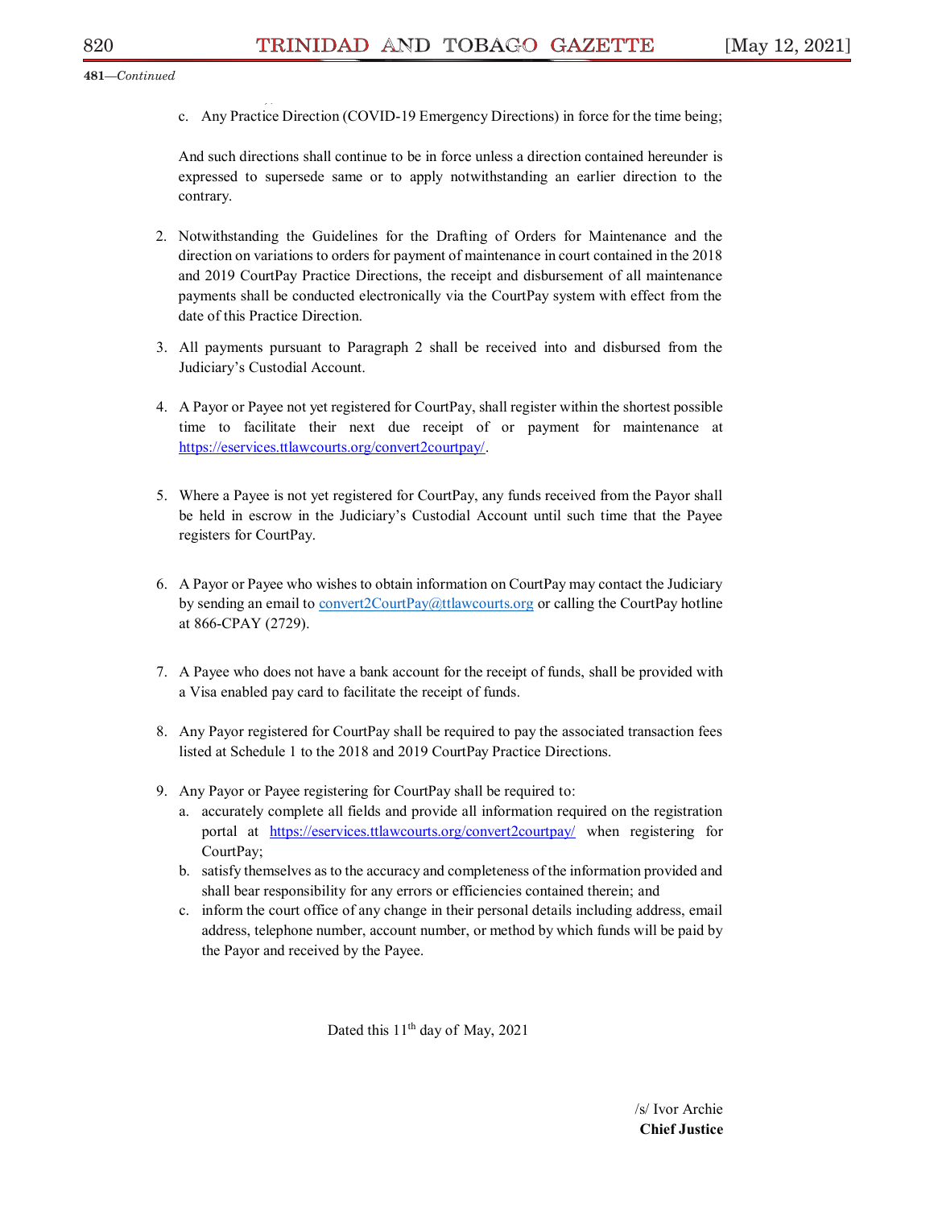**481**—*Continued*

c. Any Practice Direction (COVID-19 Emergency Directions) in force for the time being;

And such directions shall continue to be in force unless a direction contained hereunder is expressed to supersede same or to apply notwithstanding an earlier direction to the contrary.

2. Notwithstanding the Guidelines for the Drafting of Orders for Maintenance and the direction on variations to orders for payment of maintenance in court contained in the 2018 and 2019 CourtPay Practice Directions, the receipt and disbursement of all maintenance payments shall be conducted electronically via the CourtPay system with effect from the date of this Practice Direction.

3. All payments pursuant to Paragraph 2 shall be received into and disbursed from the Judiciary's Custodial Account.

4. A Payor or Payee not yet registered for CourtPay, shall register within the shortest possible time to facilitate their next due receipt of or payment for maintenance at https://eservices.ttlawcourts.org/convert2courtpay/.

5. Where a Payee is not yet registered for CourtPay, any funds received from the Payor shall be held in escrow in the Judiciary's Custodial Account until such time that the Payee registers for CourtPay.

6. A Payor or Payee who wishes to obtain information on CourtPay may contact the Judiciary by sending an email to convert2CourtPay@ttlawcourts.org or calling the CourtPay hotline at 866-CPAY (2729).

7. A Payee who does not have a bank account for the receipt of funds, shall be provided with a Visa enabled pay card to facilitate the receipt of funds.

8. Any Payor registered for CourtPay shall be required to pay the associated transaction fees listed at Schedule 1 to the 2018 and 2019 CourtPay Practice Directions.

9. Any Payor or Payee registering for CourtPay shall be required to:
   a. accurately complete all fields and provide all information required on the registration portal at https://eservices.ttlawcourts.org/convert2courtpay/ when registering for CourtPay;
   b. satisfy themselves as to the accuracy and completeness of the information provided and shall bear responsibility for any errors or efficiencies contained therein; and
   c. inform the court office of any change in their personal details including address, email address, telephone number, account number, or method by which funds will be paid by the Payor and received by the Payee.

Dated this 11th day of May, 2021

/s/ Ivor Archie
**Chief Justice**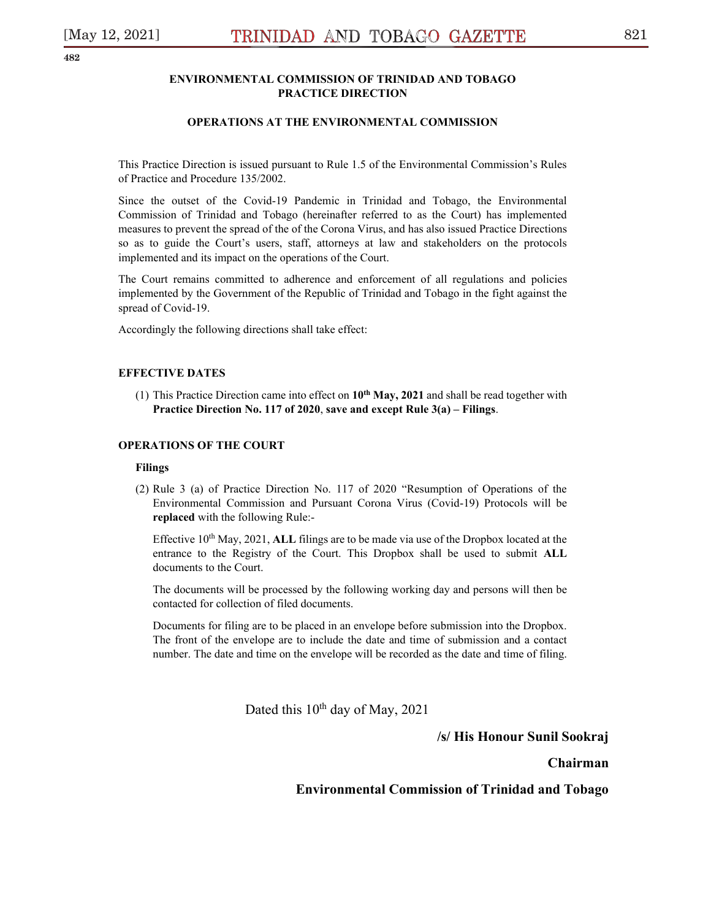482

**ENVIRONMENTAL COMMISSION OF TRINIDAD AND TOBAGO**
**PRACTICE DIRECTION**

**OPERATIONS AT THE ENVIRONMENTAL COMMISSION**

This Practice Direction is issued pursuant to Rule 1.5 of the Environmental Commission's Rules of Practice and Procedure 135/2002.

Since the outset of the Covid-19 Pandemic in Trinidad and Tobago, the Environmental Commission of Trinidad and Tobago (hereinafter referred to as the Court) has implemented measures to prevent the spread of the of the Corona Virus, and has also issued Practice Directions so as to guide the Court's users, staff, attorneys at law and stakeholders on the protocols implemented and its impact on the operations of the Court.

The Court remains committed to adherence and enforcement of all regulations and policies implemented by the Government of the Republic of Trinidad and Tobago in the fight against the spread of Covid-19.

Accordingly the following directions shall take effect:

**EFFECTIVE DATES**

(1) This Practice Direction came into effect on **10th May, 2021** and shall be read together with **Practice Direction No. 117 of 2020**, **save and except Rule 3(a) – Filings**.

**OPERATIONS OF THE COURT**

**Filings**

(2) Rule 3 (a) of Practice Direction No. 117 of 2020 "Resumption of Operations of the Environmental Commission and Pursuant Corona Virus (Covid-19) Protocols will be **replaced** with the following Rule:-

Effective 10th May, 2021, **ALL** filings are to be made via use of the Dropbox located at the entrance to the Registry of the Court. This Dropbox shall be used to submit **ALL** documents to the Court.

The documents will be processed by the following working day and persons will then be contacted for collection of filed documents.

Documents for filing are to be placed in an envelope before submission into the Dropbox. The front of the envelope are to include the date and time of submission and a contact number. The date and time on the envelope will be recorded as the date and time of filing.

Dated this 10th day of May, 2021

**/s/ His Honour Sunil Sookraj**

**Chairman**

**Environmental Commission of Trinidad and Tobago**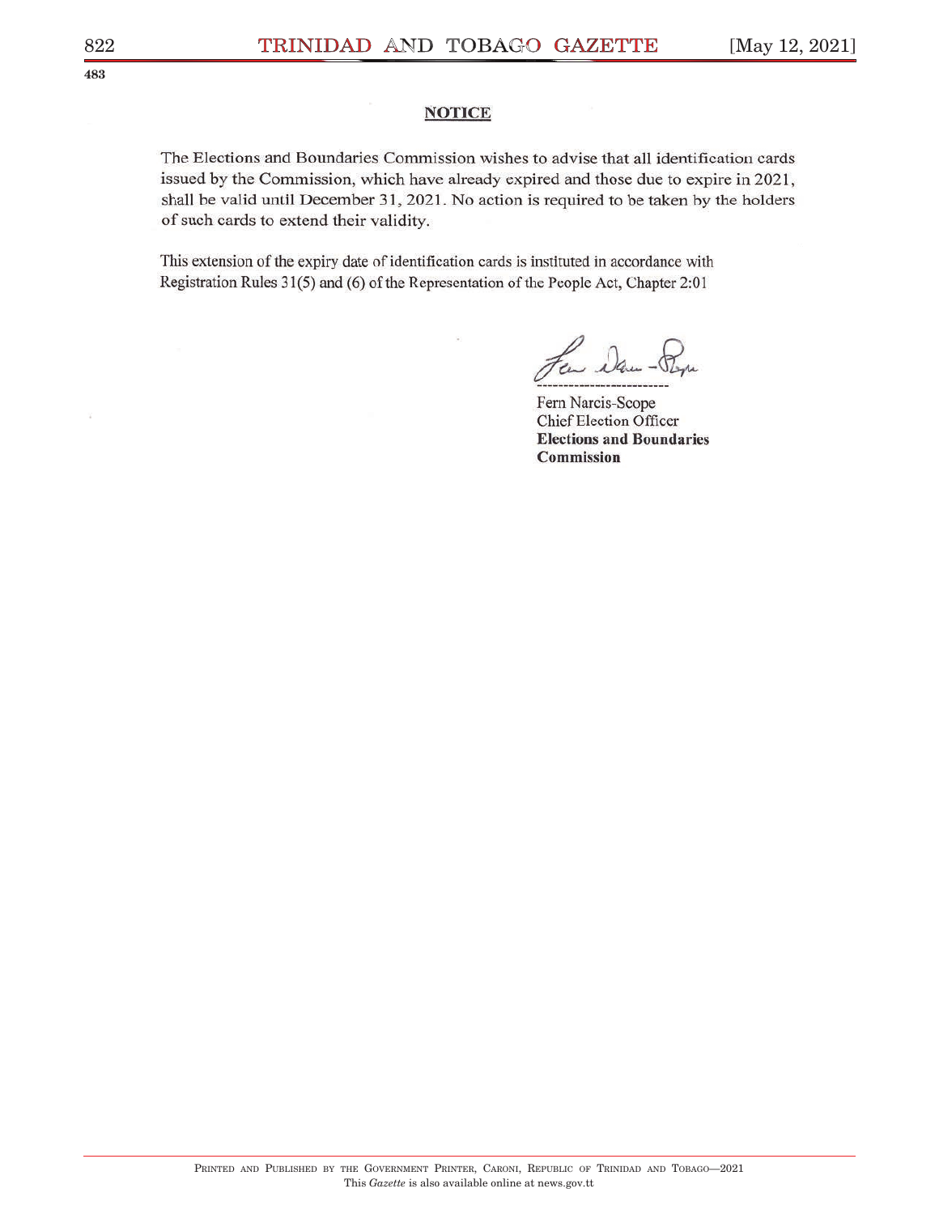483

**NOTICE**

The Elections and Boundaries Commission wishes to advise that all identification cards issued by the Commission, which have already expired and those due to expire in 2021, shall be valid until December 31, 2021. No action is required to be taken by the holders of such cards to extend their validity.

This extension of the expiry date of identification cards is instituted in accordance with Registration Rules 31(5) and (6) of the Representation of the People Act, Chapter 2:01

Fern Narcis-Scope
Chief Election Officer
**Elections and Boundaries Commission**

Printed and Published by the Government Printer, Caroni, Republic of Trinidad and Tobago—2021
This *Gazette* is also available online at news.gov.tt